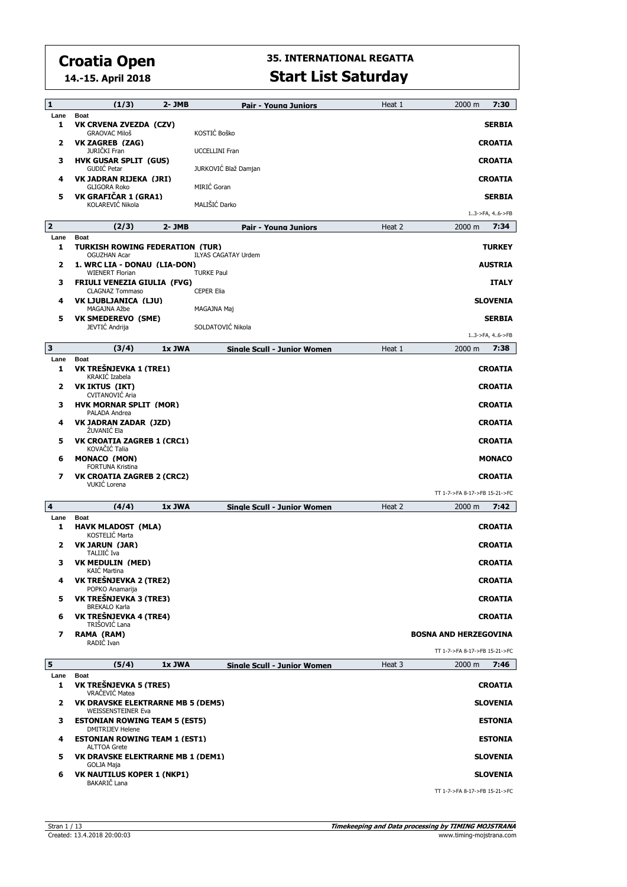# Croatia Open

**14.-15. April 2018**

## 35. INTERNATIONAL REGATTA

## Start List Saturday

### 1 (1/3) 2- JMB Pair - Young Juniors — Heat 1 — 2000 m — 7:30

| Lane | Boat | | | Country |
|---|---|---|---|---|
| 1 | VK CRVENA ZVEZDA (CZV) | GRAOVAC Miloš | KOSTIĆ Boško | SERBIA |
| 2 | VK ZAGREB (ZAG) | JURIČKI Fran | UCCELLINI Fran | CROATIA |
| 3 | HVK GUSAR SPLIT (GUS) | GUDIĆ Petar | JURKOVIĆ Blaž Damjan | CROATIA |
| 4 | VK JADRAN RIJEKA (JRI) | GLIGORA Roko | MIRIĆ Goran | CROATIA |
| 5 | VK GRAFIČAR 1 (GRA1) | KOLAREVIĆ Nikola | MALIŠIĆ Darko | SERBIA |

1..3->FA, 4..6->FB

### 2 (2/3) 2- JMB Pair - Young Juniors — Heat 2 — 2000 m — 7:34

| Lane | Boat | | | Country |
|---|---|---|---|---|
| 1 | TURKISH ROWING FEDERATION (TUR) | OGUZHAN Acar | ILYAS CAGATAY Urdem | TURKEY |
| 2 | 1. WRC LIA - DONAU (LIA-DON) | WIENERT Florian | TURKE Paul | AUSTRIA |
| 3 | FRIULI VENEZIA GIULIA (FVG) | CLAGNAZ Tommaso | CEPER Elia | ITALY |
| 4 | VK LJUBLJANICA (LJU) | MAGAJNA Ažbe | MAGAJNA Maj | SLOVENIA |
| 5 | VK SMEDEREVO (SME) | JEVTIĆ Andrija | SOLDATOVIĆ Nikola | SERBIA |

1..3->FA, 4..6->FB

### 3 (3/4) 1x JWA Single Scull - Junior Women — Heat 1 — 2000 m — 7:38

| Lane | Boat | | Country |
|---|---|---|---|
| 1 | VK TREŠNJEVKA 1 (TRE1) | KRAKIĆ Izabela | CROATIA |
| 2 | VK IKTUS (IKT) | CVITANOVIĆ Aria | CROATIA |
| 3 | HVK MORNAR SPLIT (MOR) | PALADA Andrea | CROATIA |
| 4 | VK JADRAN ZADAR (JZD) | ŽUVANIĆ Ela | CROATIA |
| 5 | VK CROATIA ZAGREB 1 (CRC1) | KOVAČIĆ Talia | CROATIA |
| 6 | MONACO (MON) | FORTUNA Kristina | MONACO |
| 7 | VK CROATIA ZAGREB 2 (CRC2) | VUKIĆ Lorena | CROATIA |

TT 1-7->FA 8-17->FB 15-21->FC

### 4 (4/4) 1x JWA Single Scull - Junior Women — Heat 2 — 2000 m — 7:42

| Lane | Boat | | Country |
|---|---|---|---|
| 1 | HAVK MLADOST (MLA) | KOSTELIĆ Marta | CROATIA |
| 2 | VK JARUN (JAR) | TALIJIĆ Iva | CROATIA |
| 3 | VK MEDULIN (MED) | KAIĆ Martina | CROATIA |
| 4 | VK TREŠNJEVKA 2 (TRE2) | POPKO Anamarija | CROATIA |
| 5 | VK TREŠNJEVKA 3 (TRE3) | BREKALO Karla | CROATIA |
| 6 | VK TREŠNJEVKA 4 (TRE4) | TRIŠOVIĆ Lana | CROATIA |
| 7 | RAMA (RAM) | RADIĆ Ivan | BOSNA AND HERZEGOVINA |

TT 1-7->FA 8-17->FB 15-21->FC

### 5 (5/4) 1x JWA Single Scull - Junior Women — Heat 3 — 2000 m — 7:46

| Lane | Boat | | Country |
|---|---|---|---|
| 1 | VK TREŠNJEVKA 5 (TRE5) | VRAČEVIĆ Matea | CROATIA |
| 2 | VK DRAVSKE ELEKTRARNE MB 5 (DEM5) | WEISSENSTEINER Eva | SLOVENIA |
| 3 | ESTONIAN ROWING TEAM 5 (EST5) | DMITRIJEV Helene | ESTONIA |
| 4 | ESTONIAN ROWING TEAM 1 (EST1) | ALTTOA Grete | ESTONIA |
| 5 | VK DRAVSKE ELEKTRARNE MB 1 (DEM1) | GOLJA Maja | SLOVENIA |
| 6 | VK NAUTILUS KOPER 1 (NKP1) | BAKARIČ Lana | SLOVENIA |

TT 1-7->FA 8-17->FB 15-21->FC

Created: 13.4.2018 20:00:03

Timekeeping and Data processing by TIMING MOJSTRANA
www.timing-mojstrana.com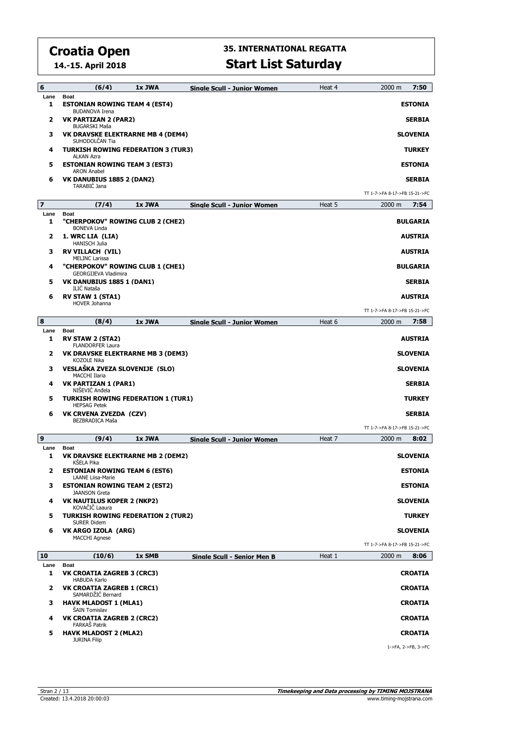# Croatia Open

**14.-15. April 2018**

## 35. INTERNATIONAL REGATTA

## Start List Saturday

| 6 | (6/4) | 1x JWA | Single Scull - Junior Women | Heat 4 | 2000 m | 7:50 |
|---|---|---|---|---|---|---|

| Lane | Boat | |
|---|---|---|
| 1 | **ESTONIAN ROWING TEAM 4 (EST4)**<br>BUDANOVA Irena | **ESTONIA** |
| 2 | **VK PARTIZAN 2 (PAR2)**<br>BUGARSKI Maša | **SERBIA** |
| 3 | **VK DRAVSKE ELEKTRARNE MB 4 (DEM4)**<br>SUHODOLČAN Tia | **SLOVENIA** |
| 4 | **TURKISH ROWING FEDERATION 3 (TUR3)**<br>ALKAN Azra | **TURKEY** |
| 5 | **ESTONIAN ROWING TEAM 3 (EST3)**<br>ARON Anabel | **ESTONIA** |
| 6 | **VK DANUBIUS 1885 2 (DAN2)**<br>TARABIĆ Jana | **SERBIA** |

TT 1-7->FA 8-17->FB 15-21->FC

| 7 | (7/4) | 1x JWA | Single Scull - Junior Women | Heat 5 | 2000 m | 7:54 |
|---|---|---|---|---|---|---|

| Lane | Boat | |
|---|---|---|
| 1 | **"CHERPOKOV" ROWING CLUB 2 (CHE2)**<br>BONEVA Linda | **BULGARIA** |
| 2 | **1. WRC LIA (LIA)**<br>HANISCH Julia | **AUSTRIA** |
| 3 | **RV VILLACH (VIL)**<br>MELINC Larissa | **AUSTRIA** |
| 4 | **"CHERPOKOV" ROWING CLUB 1 (CHE1)**<br>GEORGIJEVA Vladimira | **BULGARIA** |
| 5 | **VK DANUBIUS 1885 1 (DAN1)**<br>ILIĆ Nataša | **SERBIA** |
| 6 | **RV STAW 1 (STA1)**<br>HOVER Johanna | **AUSTRIA** |

TT 1-7->FA 8-17->FB 15-21->FC

| 8 | (8/4) | 1x JWA | Single Scull - Junior Women | Heat 6 | 2000 m | 7:58 |
|---|---|---|---|---|---|---|

| Lane | Boat | |
|---|---|---|
| 1 | **RV STAW 2 (STA2)**<br>FLANDORFER Laura | **AUSTRIA** |
| 2 | **VK DRAVSKE ELEKTRARNE MB 3 (DEM3)**<br>KOZOLE Nika | **SLOVENIA** |
| 3 | **VESLAŠKA ZVEZA SLOVENIJE (SLO)**<br>MACCHI Ilaria | **SLOVENIA** |
| 4 | **VK PARTIZAN 1 (PAR1)**<br>NIŠEVIĆ Anđela | **SERBIA** |
| 5 | **TURKISH ROWING FEDERATION 1 (TUR1)**<br>HEPSAG Petek | **TURKEY** |
| 6 | **VK CRVENA ZVEZDA (CZV)**<br>BEZBRADICA Maša | **SERBIA** |

TT 1-7->FA 8-17->FB 15-21->FC

| 9 | (9/4) | 1x JWA | Single Scull - Junior Women | Heat 7 | 2000 m | 8:02 |
|---|---|---|---|---|---|---|

| Lane | Boat | |
|---|---|---|
| 1 | **VK DRAVSKE ELEKTRARNE MB 2 (DEM2)**<br>KŠELA Pika | **SLOVENIA** |
| 2 | **ESTONIAN ROWING TEAM 6 (EST6)**<br>LAANE Liisa-Marie | **ESTONIA** |
| 3 | **ESTONIAN ROWING TEAM 2 (EST2)**<br>JAANSON Greta | **ESTONIA** |
| 4 | **VK NAUTILUS KOPER 2 (NKP2)**<br>KOVAČIČ Laaura | **SLOVENIA** |
| 5 | **TURKISH ROWING FEDERATION 2 (TUR2)**<br>SURER Didem | **TURKEY** |
| 6 | **VK ARGO IZOLA (ARG)**<br>MACCHI Agnese | **SLOVENIA** |

TT 1-7->FA 8-17->FB 15-21->FC

| 10 | (10/6) | 1x SMB | Single Scull - Senior Men B | Heat 1 | 2000 m | 8:06 |
|---|---|---|---|---|---|---|

| Lane | Boat | |
|---|---|---|
| 1 | **VK CROATIA ZAGREB 3 (CRC3)**<br>HABUDA Karlo | **CROATIA** |
| 2 | **VK CROATIA ZAGREB 1 (CRC1)**<br>SAMARDŽIĆ Bernard | **CROATIA** |
| 3 | **HAVK MLADOST 1 (MLA1)**<br>ŠAIN Tomislav | **CROATIA** |
| 4 | **VK CROATIA ZAGREB 2 (CRC2)**<br>FARKAŠ Patrik | **CROATIA** |
| 5 | **HAVK MLADOST 2 (MLA2)**<br>JURINA Filip | **CROATIA** |

1->FA, 2->FB, 3->FC

Created: 13.4.2018 20:00:03

*Timekeeping and Data processing by TIMING MOJSTRANA*
www.timing-mojstrana.com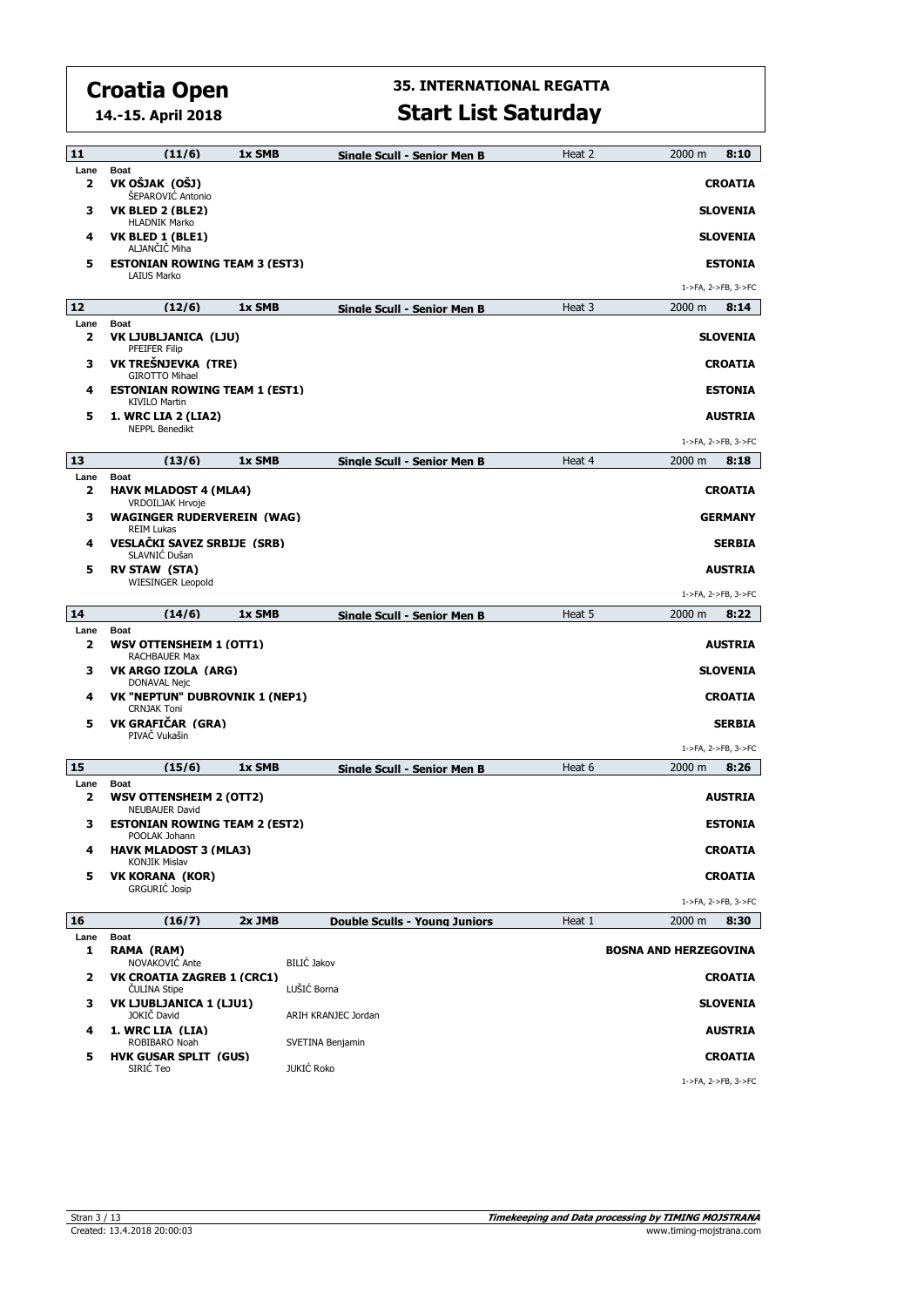# Croatia Open

**14.-15. April 2018**

## 35. INTERNATIONAL REGATTA

## Start List Saturday

### 11 (11/6) 1x SMB — Single Scull - Senior Men B — Heat 2 — 2000 m — 8:10

| Lane | Boat | | Country |
|---|---|---|---|
| 2 | **VK OŠJAK (OŠJ)**<br>ŠEPAROVIĆ Antonio | | CROATIA |
| 3 | **VK BLED 2 (BLE2)**<br>HLADNIK Marko | | SLOVENIA |
| 4 | **VK BLED 1 (BLE1)**<br>ALJANČIČ Miha | | SLOVENIA |
| 5 | **ESTONIAN ROWING TEAM 3 (EST3)**<br>LAIUS Marko | | ESTONIA |

1->FA, 2->FB, 3->FC

### 12 (12/6) 1x SMB — Single Scull - Senior Men B — Heat 3 — 2000 m — 8:14

| Lane | Boat | | Country |
|---|---|---|---|
| 2 | **VK LJUBLJANICA (LJU)**<br>PFEIFER Filip | | SLOVENIA |
| 3 | **VK TREŠNJEVKA (TRE)**<br>GIROTTO Mihael | | CROATIA |
| 4 | **ESTONIAN ROWING TEAM 1 (EST1)**<br>KIVILO Martin | | ESTONIA |
| 5 | **1. WRC LIA 2 (LIA2)**<br>NEPPL Benedikt | | AUSTRIA |

1->FA, 2->FB, 3->FC

### 13 (13/6) 1x SMB — Single Scull - Senior Men B — Heat 4 — 2000 m — 8:18

| Lane | Boat | | Country |
|---|---|---|---|
| 2 | **HAVK MLADOST 4 (MLA4)**<br>VRDOILJAK Hrvoje | | CROATIA |
| 3 | **WAGINGER RUDERVEREIN (WAG)**<br>REIM Lukas | | GERMANY |
| 4 | **VESLAČKI SAVEZ SRBIJE (SRB)**<br>SLAVNIĆ Dušan | | SERBIA |
| 5 | **RV STAW (STA)**<br>WIESINGER Leopold | | AUSTRIA |

1->FA, 2->FB, 3->FC

### 14 (14/6) 1x SMB — Single Scull - Senior Men B — Heat 5 — 2000 m — 8:22

| Lane | Boat | | Country |
|---|---|---|---|
| 2 | **WSV OTTENSHEIM 1 (OTT1)**<br>RACHBAUER Max | | AUSTRIA |
| 3 | **VK ARGO IZOLA (ARG)**<br>DONAVAL Nejc | | SLOVENIA |
| 4 | **VK "NEPTUN" DUBROVNIK 1 (NEP1)**<br>CRNJAK Toni | | CROATIA |
| 5 | **VK GRAFIČAR (GRA)**<br>PIVAČ Vukašin | | SERBIA |

1->FA, 2->FB, 3->FC

### 15 (15/6) 1x SMB — Single Scull - Senior Men B — Heat 6 — 2000 m — 8:26

| Lane | Boat | | Country |
|---|---|---|---|
| 2 | **WSV OTTENSHEIM 2 (OTT2)**<br>NEUBAUER David | | AUSTRIA |
| 3 | **ESTONIAN ROWING TEAM 2 (EST2)**<br>POOLAK Johann | | ESTONIA |
| 4 | **HAVK MLADOST 3 (MLA3)**<br>KONJIK Mislav | | CROATIA |
| 5 | **VK KORANA (KOR)**<br>GRGURIĆ Josip | | CROATIA |

1->FA, 2->FB, 3->FC

### 16 (16/7) 2x JMB — Double Sculls - Young Juniors — Heat 1 — 2000 m — 8:30

| Lane | Boat | | Country |
|---|---|---|---|
| 1 | **RAMA (RAM)**<br>NOVAKOVIĆ Ante | BILIĆ Jakov | BOSNA AND HERZEGOVINA |
| 2 | **VK CROATIA ZAGREB 1 (CRC1)**<br>ČULINA Stipe | LUŠIĆ Borna | CROATIA |
| 3 | **VK LJUBLJANICA 1 (LJU1)**<br>JOKIČ David | ARIH KRANJEC Jordan | SLOVENIA |
| 4 | **1. WRC LIA (LIA)**<br>ROBIBARO Noah | SVETINA Benjamin | AUSTRIA |
| 5 | **HVK GUSAR SPLIT (GUS)**<br>SIRIĆ Teo | JUKIĆ Roko | CROATIA |

1->FA, 2->FB, 3->FC

Created: 13.4.2018 20:00:03

*Timekeeping and Data processing by TIMING MOJSTRANA*
www.timing-mojstrana.com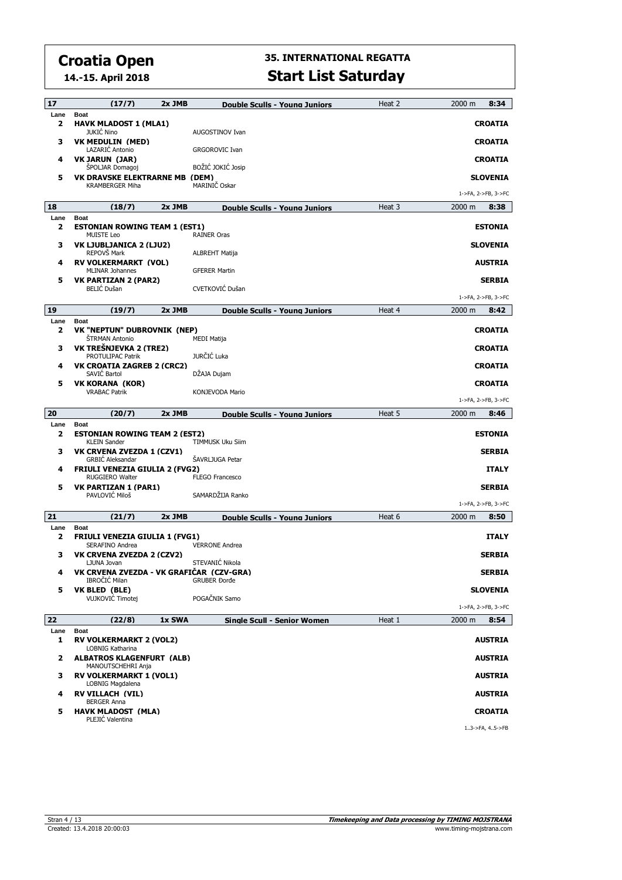# Croatia Open

**14.-15. April 2018**

## 35. INTERNATIONAL REGATTA

## Start List Saturday

### 17 (17/7) 2x JMB Double Sculls - Young Juniors — Heat 2 — 2000 m — 8:34

| Lane | Boat | | Country |
|---|---|---|---|
| 2 | **HAVK MLADOST 1 (MLA1)** | | **CROATIA** |
| | JUKIĆ Nino | AUGOSTINOV Ivan | |
| 3 | **VK MEDULIN (MED)** | | **CROATIA** |
| | LAZARIĆ Antonio | GRGOROVIC Ivan | |
| 4 | **VK JARUN (JAR)** | | **CROATIA** |
| | ŠPOLJAR Domagoj | BOŽIĆ JOKIĆ Josip | |
| 5 | **VK DRAVSKE ELEKTRARNE MB (DEM)** | | **SLOVENIA** |
| | KRAMBERGER Miha | MARINIČ Oskar | |

1->FA, 2->FB, 3->FC

### 18 (18/7) 2x JMB Double Sculls - Young Juniors — Heat 3 — 2000 m — 8:38

| Lane | Boat | | Country |
|---|---|---|---|
| 2 | **ESTONIAN ROWING TEAM 1 (EST1)** | | **ESTONIA** |
| | MUISTE Leo | RAINER Oras | |
| 3 | **VK LJUBLJANICA 2 (LJU2)** | | **SLOVENIA** |
| | REPOVŠ Mark | ALBREHT Matija | |
| 4 | **RV VOLKERMARKT (VOL)** | | **AUSTRIA** |
| | MLINAR Johannes | GFERER Martin | |
| 5 | **VK PARTIZAN 2 (PAR2)** | | **SERBIA** |
| | BELIĆ Dušan | CVETKOVIĆ Dušan | |

1->FA, 2->FB, 3->FC

### 19 (19/7) 2x JMB Double Sculls - Young Juniors — Heat 4 — 2000 m — 8:42

| Lane | Boat | | Country |
|---|---|---|---|
| 2 | **VK "NEPTUN" DUBROVNIK (NEP)** | | **CROATIA** |
| | ŠTRMAN Antonio | MEDI Matija | |
| 3 | **VK TREŠNJEVKA 2 (TRE2)** | | **CROATIA** |
| | PROTULIPAC Patrik | JURČIĆ Luka | |
| 4 | **VK CROATIA ZAGREB 2 (CRC2)** | | **CROATIA** |
| | SAVIĆ Bartol | DŽAJA Dujam | |
| 5 | **VK KORANA (KOR)** | | **CROATIA** |
| | VRABAC Patrik | KONJEVODA Mario | |

1->FA, 2->FB, 3->FC

### 20 (20/7) 2x JMB Double Sculls - Young Juniors — Heat 5 — 2000 m — 8:46

| Lane | Boat | | Country |
|---|---|---|---|
| 2 | **ESTONIAN ROWING TEAM 2 (EST2)** | | **ESTONIA** |
| | KLEIN Sander | TIMMUSK Uku Siim | |
| 3 | **VK CRVENA ZVEZDA 1 (CZV1)** | | **SERBIA** |
| | GRBIĆ Aleksandar | ŠAVRLJUGA Petar | |
| 4 | **FRIULI VENEZIA GIULIA 2 (FVG2)** | | **ITALY** |
| | RUGGIERO Walter | FLEGO Francesco | |
| 5 | **VK PARTIZAN 1 (PAR1)** | | **SERBIA** |
| | PAVLOVIĆ Miloš | SAMARDŽIJA Ranko | |

1->FA, 2->FB, 3->FC

### 21 (21/7) 2x JMB Double Sculls - Young Juniors — Heat 6 — 2000 m — 8:50

| Lane | Boat | | Country |
|---|---|---|---|
| 2 | **FRIULI VENEZIA GIULIA 1 (FVG1)** | | **ITALY** |
| | SERAFINO Andrea | VERRONE Andrea | |
| 3 | **VK CRVENA ZVEZDA 2 (CZV2)** | | **SERBIA** |
| | LJUNA Jovan | STEVANIĆ Nikola | |
| 4 | **VK CRVENA ZVEZDA - VK GRAFIČAR (CZV-GRA)** | | **SERBIA** |
| | IBROČIĆ Milan | GRUBER Đorđe | |
| 5 | **VK BLED (BLE)** | | **SLOVENIA** |
| | VUJKOVIĆ Timotej | POGAČNIK Samo | |

1->FA, 2->FB, 3->FC

### 22 (22/8) 1x SWA Single Scull - Senior Women — Heat 1 — 2000 m — 8:54

| Lane | Boat | Country |
|---|---|---|
| 1 | **RV VOLKERMARKT 2 (VOL2)** | **AUSTRIA** |
| | LOBNIG Katharina | |
| 2 | **ALBATROS KLAGENFURT (ALB)** | **AUSTRIA** |
| | MANOUTSCHEHRI Anja | |
| 3 | **RV VOLKERMARKT 1 (VOL1)** | **AUSTRIA** |
| | LOBNIG Magdalena | |
| 4 | **RV VILLACH (VIL)** | **AUSTRIA** |
| | BERGER Anna | |
| 5 | **HAVK MLADOST (MLA)** | **CROATIA** |
| | PLEJIĆ Valentina | |

1..3->FA, 4..5->FB

Created: 13.4.2018 20:00:03

Timekeeping and Data processing by TIMING MOJSTRANA — www.timing-mojstrana.com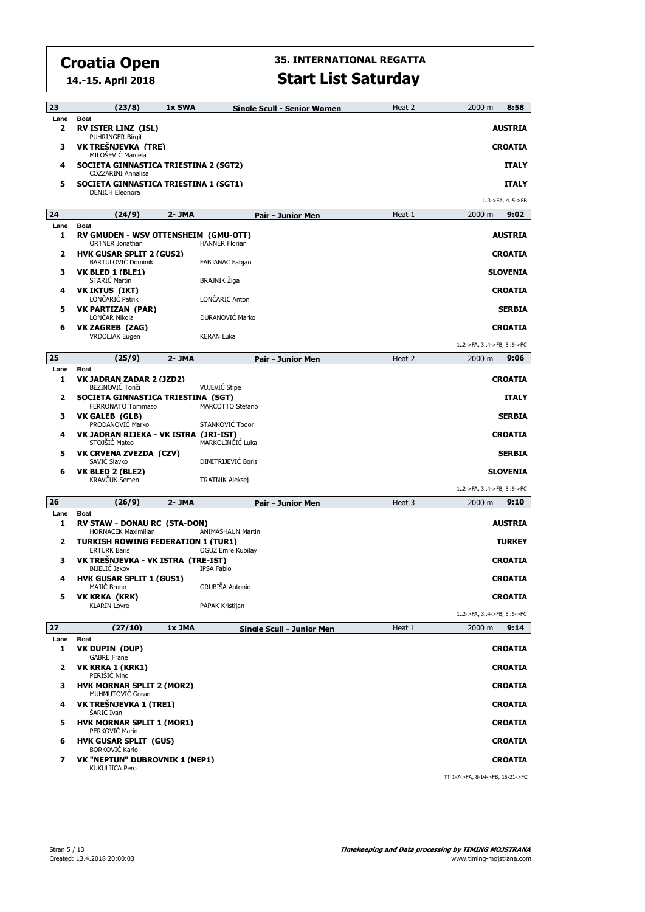# Croatia Open

**14.-15. April 2018**

## 35. INTERNATIONAL REGATTA

## Start List Saturday

| 23 | (23/8) | 1x SWA | Single Scull - Senior Women | Heat 2 | 2000 m | 8:58 |
|---|---|---|---|---|---|---|
| Lane | Boat | | | | | |
| 2 | RV ISTER LINZ (ISL) PUHRINGER Birgit | | | | | AUSTRIA |
| 3 | VK TREŠNJEVKA (TRE) MILOŠEVIĆ Marcela | | | | | CROATIA |
| 4 | SOCIETA GINNASTICA TRIESTINA 2 (SGT2) COZZARINI Annalisa | | | | | ITALY |
| 5 | SOCIETA GINNASTICA TRIESTINA 1 (SGT1) DENICH Eleonora | | | | | ITALY |

1..3->FA, 4..5->FB

| 24 | (24/9) | 2- JMA | Pair - Junior Men | Heat 1 | 2000 m | 9:02 |
|---|---|---|---|---|---|---|
| Lane | Boat | | | | | |
| 1 | RV GMUDEN - WSV OTTENSHEIM (GMU-OTT) ORTNER Jonathan | HANNER Florian | | | | AUSTRIA |
| 2 | HVK GUSAR SPLIT 2 (GUS2) BARTULOVIĆ Dominik | FABJANAC Fabjan | | | | CROATIA |
| 3 | VK BLED 1 (BLE1) STARIČ Martin | BRAJNIK Žiga | | | | SLOVENIA |
| 4 | VK IKTUS (IKT) LONČARIĆ Patrik | LONČARIĆ Anton | | | | CROATIA |
| 5 | VK PARTIZAN (PAR) LONČAR Nikola | ĐURANOVIĆ Marko | | | | SERBIA |
| 6 | VK ZAGREB (ZAG) VRDOLJAK Eugen | KERAN Luka | | | | CROATIA |

1..2->FA, 3..4->FB, 5..6->FC

| 25 | (25/9) | 2- JMA | Pair - Junior Men | Heat 2 | 2000 m | 9:06 |
|---|---|---|---|---|---|---|
| Lane | Boat | | | | | |
| 1 | VK JADRAN ZADAR 2 (JZD2) BEZINOVIĆ Tonči | VUJEVIĆ Stipe | | | | CROATIA |
| 2 | SOCIETA GINNASTICA TRIESTINA (SGT) FERRONATO Tommaso | MARCOTTO Stefano | | | | ITALY |
| 3 | VK GALEB (GLB) PRODANOVIĆ Marko | STANKOVIĆ Todor | | | | SERBIA |
| 4 | VK JADRAN RIJEKA - VK ISTRA (JRI-IST) STOJŠIĆ Mateo | MARKOLINČIĆ Luka | | | | CROATIA |
| 5 | VK CRVENA ZVEZDA (CZV) SAVIĆ Slavko | DIMITRIJEVIĆ Boris | | | | SERBIA |
| 6 | VK BLED 2 (BLE2) KRAVČUK Semen | TRATNIK Aleksej | | | | SLOVENIA |

1..2->FA, 3..4->FB, 5..6->FC

| 26 | (26/9) | 2- JMA | Pair - Junior Men | Heat 3 | 2000 m | 9:10 |
|---|---|---|---|---|---|---|
| Lane | Boat | | | | | |
| 1 | RV STAW - DONAU RC (STA-DON) HORNACEK Maximilian | ANIMASHAUN Martin | | | | AUSTRIA |
| 2 | TURKISH ROWING FEDERATION 1 (TUR1) ERTURK Baris | OGUZ Emre Kubilay | | | | TURKEY |
| 3 | VK TREŠNJEVKA - VK ISTRA (TRE-IST) BIJELIĆ Jakov | IPSA Fabio | | | | CROATIA |
| 4 | HVK GUSAR SPLIT 1 (GUS1) MAJIĆ Bruno | GRUBIŠA Antonio | | | | CROATIA |
| 5 | VK KRKA (KRK) KLARIN Lovre | PAPAK Kristijan | | | | CROATIA |

1..2->FA, 3..4->FB, 5..6->FC

| 27 | (27/10) | 1x JMA | Single Scull - Junior Men | Heat 1 | 2000 m | 9:14 |
|---|---|---|---|---|---|---|
| Lane | Boat | | | | | |
| 1 | VK DUPIN (DUP) GABRE Frane | | | | | CROATIA |
| 2 | VK KRKA 1 (KRK1) PERIŠIĆ Nino | | | | | CROATIA |
| 3 | HVK MORNAR SPLIT 2 (MOR2) MUHMUTOVIĆ Goran | | | | | CROATIA |
| 4 | VK TREŠNJEVKA 1 (TRE1) ŠARIĆ Ivan | | | | | CROATIA |
| 5 | HVK MORNAR SPLIT 1 (MOR1) PERKOVIĆ Marin | | | | | CROATIA |
| 6 | HVK GUSAR SPLIT (GUS) BORKOVIĆ Karlo | | | | | CROATIA |
| 7 | VK "NEPTUN" DUBROVNIK 1 (NEP1) KUKULJICA Pero | | | | | CROATIA |

TT 1-7->FA, 8-14->FB, 15-21->FC

Created: 13.4.2018 20:00:03

**Timekeeping and Data processing by TIMING MOJSTRANA**
www.timing-mojstrana.com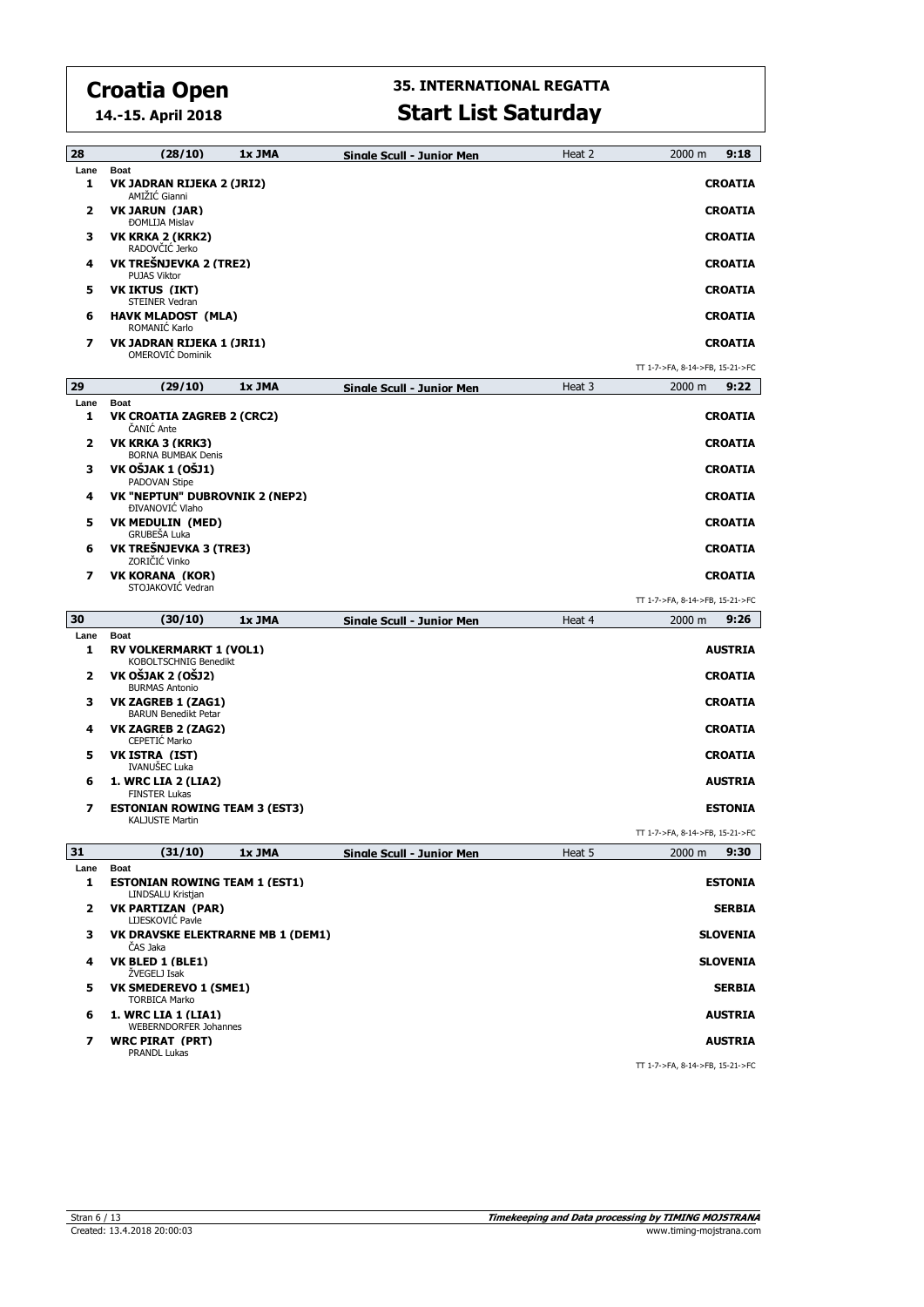# Croatia Open

**14.-15. April 2018**

## 35. INTERNATIONAL REGATTA

## Start List Saturday

| 28 | (28/10) | 1x JMA | Single Scull - Junior Men | Heat 2 | 2000 m | 9:18 |
|---|---|---|---|---|---|---|

| Lane | Boat | |
|---|---|---|
| 1 | **VK JADRAN RIJEKA 2 (JRI2)**<br>AMIŽIĆ Gianni | **CROATIA** |
| 2 | **VK JARUN (JAR)**<br>ĐOMLIJA Mislav | **CROATIA** |
| 3 | **VK KRKA 2 (KRK2)**<br>RADOVČIĆ Jerko | **CROATIA** |
| 4 | **VK TREŠNJEVKA 2 (TRE2)**<br>PUJAS Viktor | **CROATIA** |
| 5 | **VK IKTUS (IKT)**<br>STEINER Vedran | **CROATIA** |
| 6 | **HAVK MLADOST (MLA)**<br>ROMANIĆ Karlo | **CROATIA** |
| 7 | **VK JADRAN RIJEKA 1 (JRI1)**<br>OMEROVIĆ Dominik | **CROATIA** |

TT 1-7->FA, 8-14->FB, 15-21->FC

| 29 | (29/10) | 1x JMA | Single Scull - Junior Men | Heat 3 | 2000 m | 9:22 |
|---|---|---|---|---|---|---|

| Lane | Boat | |
|---|---|---|
| 1 | **VK CROATIA ZAGREB 2 (CRC2)**<br>ČANIĆ Ante | **CROATIA** |
| 2 | **VK KRKA 3 (KRK3)**<br>BORNA BUMBAK Denis | **CROATIA** |
| 3 | **VK OŠJAK 1 (OŠJ1)**<br>PADOVAN Stipe | **CROATIA** |
| 4 | **VK "NEPTUN" DUBROVNIK 2 (NEP2)**<br>ĐIVANOVIĆ Vlaho | **CROATIA** |
| 5 | **VK MEDULIN (MED)**<br>GRUBEŠA Luka | **CROATIA** |
| 6 | **VK TREŠNJEVKA 3 (TRE3)**<br>ZORIČIĆ Vinko | **CROATIA** |
| 7 | **VK KORANA (KOR)**<br>STOJAKOVIĆ Vedran | **CROATIA** |

TT 1-7->FA, 8-14->FB, 15-21->FC

| 30 | (30/10) | 1x JMA | Single Scull - Junior Men | Heat 4 | 2000 m | 9:26 |
|---|---|---|---|---|---|---|

| Lane | Boat | |
|---|---|---|
| 1 | **RV VOLKERMARKT 1 (VOL1)**<br>KOBOLTSCHNIG Benedikt | **AUSTRIA** |
| 2 | **VK OŠJAK 2 (OŠJ2)**<br>BURMAS Antonio | **CROATIA** |
| 3 | **VK ZAGREB 1 (ZAG1)**<br>BARUN Benedikt Petar | **CROATIA** |
| 4 | **VK ZAGREB 2 (ZAG2)**<br>CEPETIĆ Marko | **CROATIA** |
| 5 | **VK ISTRA (IST)**<br>IVANUŠEC Luka | **CROATIA** |
| 6 | **1. WRC LIA 2 (LIA2)**<br>FINSTER Lukas | **AUSTRIA** |
| 7 | **ESTONIAN ROWING TEAM 3 (EST3)**<br>KALJUSTE Martin | **ESTONIA** |

TT 1-7->FA, 8-14->FB, 15-21->FC

| 31 | (31/10) | 1x JMA | Single Scull - Junior Men | Heat 5 | 2000 m | 9:30 |
|---|---|---|---|---|---|---|

| Lane | Boat | |
|---|---|---|
| 1 | **ESTONIAN ROWING TEAM 1 (EST1)**<br>LINDSALU Kristjan | **ESTONIA** |
| 2 | **VK PARTIZAN (PAR)**<br>LIJESKOVIĆ Pavle | **SERBIA** |
| 3 | **VK DRAVSKE ELEKTRARNE MB 1 (DEM1)**<br>ČAS Jaka | **SLOVENIA** |
| 4 | **VK BLED 1 (BLE1)**<br>ŽVEGELJ Isak | **SLOVENIA** |
| 5 | **VK SMEDEREVO 1 (SME1)**<br>TORBICA Marko | **SERBIA** |
| 6 | **1. WRC LIA 1 (LIA1)**<br>WEBERNDORFER Johannes | **AUSTRIA** |
| 7 | **WRC PIRAT (PRT)**<br>PRANDL Lukas | **AUSTRIA** |

TT 1-7->FA, 8-14->FB, 15-21->FC

Created: 13.4.2018 20:00:03

**Timekeeping and Data processing by TIMING MOJSTRANA**
www.timing-mojstrana.com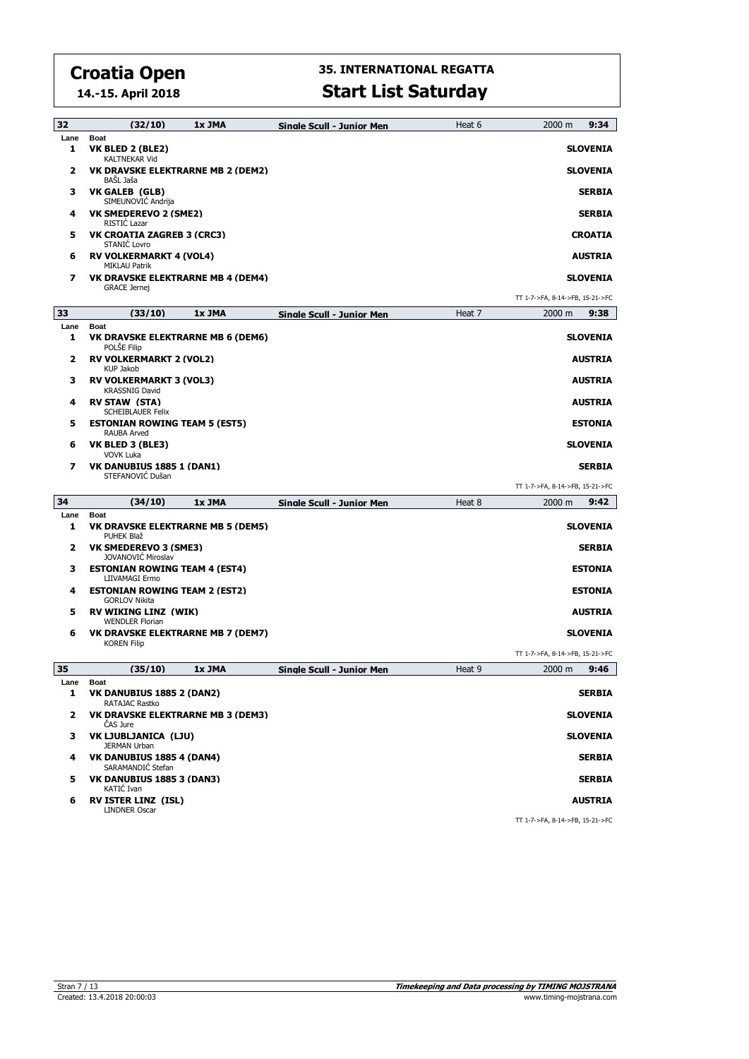# Croatia Open

**14.-15. April 2018**

## 35. INTERNATIONAL REGATTA

## Start List Saturday

| 32 | (32/10) | 1x JMA | Single Scull - Junior Men | Heat 6 | 2000 m | 9:34 |
|---|---|---|---|---|---|---|

| Lane | Boat | |
|---|---|---|
| 1 | **VK BLED 2 (BLE2)** KALTNEKAR Vid | **SLOVENIA** |
| 2 | **VK DRAVSKE ELEKTRARNE MB 2 (DEM2)** BAŠL Jaša | **SLOVENIA** |
| 3 | **VK GALEB (GLB)** SIMEUNOVIĆ Andrija | **SERBIA** |
| 4 | **VK SMEDEREVO 2 (SME2)** RISTIĆ Lazar | **SERBIA** |
| 5 | **VK CROATIA ZAGREB 3 (CRC3)** STANIĆ Lovro | **CROATIA** |
| 6 | **RV VOLKERMARKT 4 (VOL4)** MIKLAU Patrik | **AUSTRIA** |
| 7 | **VK DRAVSKE ELEKTRARNE MB 4 (DEM4)** GRACE Jernej | **SLOVENIA** |

TT 1-7->FA, 8-14->FB, 15-21->FC

| 33 | (33/10) | 1x JMA | Single Scull - Junior Men | Heat 7 | 2000 m | 9:38 |
|---|---|---|---|---|---|---|

| Lane | Boat | |
|---|---|---|
| 1 | **VK DRAVSKE ELEKTRARNE MB 6 (DEM6)** POLŠE Filip | **SLOVENIA** |
| 2 | **RV VOLKERMARKT 2 (VOL2)** KUP Jakob | **AUSTRIA** |
| 3 | **RV VOLKERMARKT 3 (VOL3)** KRASSNIG David | **AUSTRIA** |
| 4 | **RV STAW (STA)** SCHEIBLAUER Felix | **AUSTRIA** |
| 5 | **ESTONIAN ROWING TEAM 5 (EST5)** RAUBA Arved | **ESTONIA** |
| 6 | **VK BLED 3 (BLE3)** VOVK Luka | **SLOVENIA** |
| 7 | **VK DANUBIUS 1885 1 (DAN1)** STEFANOVIĆ Dušan | **SERBIA** |

TT 1-7->FA, 8-14->FB, 15-21->FC

| 34 | (34/10) | 1x JMA | Single Scull - Junior Men | Heat 8 | 2000 m | 9:42 |
|---|---|---|---|---|---|---|

| Lane | Boat | |
|---|---|---|
| 1 | **VK DRAVSKE ELEKTRARNE MB 5 (DEM5)** PUHEK Blaž | **SLOVENIA** |
| 2 | **VK SMEDEREVO 3 (SME3)** JOVANOVIĆ Miroslav | **SERBIA** |
| 3 | **ESTONIAN ROWING TEAM 4 (EST4)** LIIVAMAGI Ermo | **ESTONIA** |
| 4 | **ESTONIAN ROWING TEAM 2 (EST2)** GORLOV Nikita | **ESTONIA** |
| 5 | **RV WIKING LINZ (WIK)** WENDLER Florian | **AUSTRIA** |
| 6 | **VK DRAVSKE ELEKTRARNE MB 7 (DEM7)** KOREN Filip | **SLOVENIA** |

TT 1-7->FA, 8-14->FB, 15-21->FC

| 35 | (35/10) | 1x JMA | Single Scull - Junior Men | Heat 9 | 2000 m | 9:46 |
|---|---|---|---|---|---|---|

| Lane | Boat | |
|---|---|---|
| 1 | **VK DANUBIUS 1885 2 (DAN2)** RATAJAC Rastko | **SERBIA** |
| 2 | **VK DRAVSKE ELEKTRARNE MB 3 (DEM3)** ČAS Jure | **SLOVENIA** |
| 3 | **VK LJUBLJANICA (LJU)** JERMAN Urban | **SLOVENIA** |
| 4 | **VK DANUBIUS 1885 4 (DAN4)** SARAMANDIĆ Stefan | **SERBIA** |
| 5 | **VK DANUBIUS 1885 3 (DAN3)** KATIĆ Ivan | **SERBIA** |
| 6 | **RV ISTER LINZ (ISL)** LINDNER Oscar | **AUSTRIA** |

TT 1-7->FA, 8-14->FB, 15-21->FC

Created: 13.4.2018 20:00:03

**Timekeeping and Data processing by TIMING MOJSTRANA**
www.timing-mojstrana.com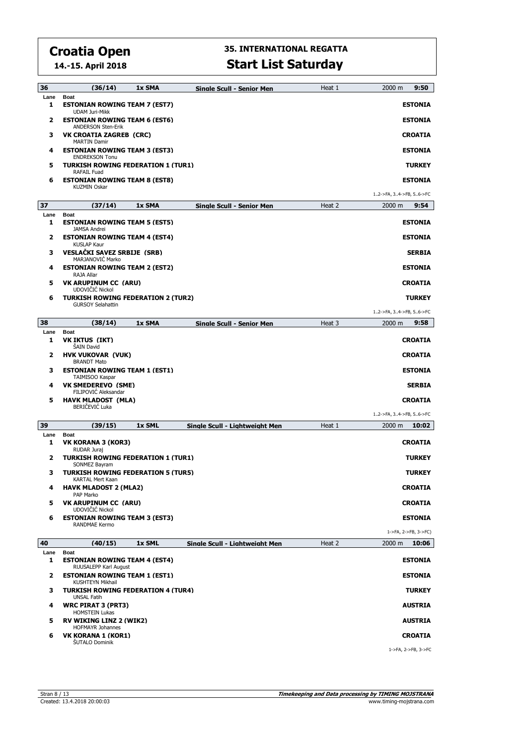# Croatia Open

**14.-15. April 2018**

## 35. INTERNATIONAL REGATTA

## Start List Saturday

### 36 (36/14) 1x SMA Single Scull - Senior Men — Heat 1 — 2000 m — 9:50

| Lane | Boat | |
|---|---|---|
| 1 | **ESTONIAN ROWING TEAM 7 (EST7)**<br>UDAM Juri-Mikk | **ESTONIA** |
| 2 | **ESTONIAN ROWING TEAM 6 (EST6)**<br>ANDERSON Sten-Erik | **ESTONIA** |
| 3 | **VK CROATIA ZAGREB (CRC)**<br>MARTIN Damir | **CROATIA** |
| 4 | **ESTONIAN ROWING TEAM 3 (EST3)**<br>ENDREKSON Tonu | **ESTONIA** |
| 5 | **TURKISH ROWING FEDERATION 1 (TUR1)**<br>RAFAIL Fuad | **TURKEY** |
| 6 | **ESTONIAN ROWING TEAM 8 (EST8)**<br>KUZMIN Oskar | **ESTONIA** |

1..2->FA, 3..4->FB, 5..6->FC

### 37 (37/14) 1x SMA Single Scull - Senior Men — Heat 2 — 2000 m — 9:54

| Lane | Boat | |
|---|---|---|
| 1 | **ESTONIAN ROWING TEAM 5 (EST5)**<br>JAMSA Andrei | **ESTONIA** |
| 2 | **ESTONIAN ROWING TEAM 4 (EST4)**<br>KUSLAP Kaur | **ESTONIA** |
| 3 | **VESLAČKI SAVEZ SRBIJE (SRB)**<br>MARJANOVIĆ Marko | **SERBIA** |
| 4 | **ESTONIAN ROWING TEAM 2 (EST2)**<br>RAJA Allar | **ESTONIA** |
| 5 | **VK ARUPINUM CC (ARU)**<br>UDOVIČIĆ Nickol | **CROATIA** |
| 6 | **TURKISH ROWING FEDERATION 2 (TUR2)**<br>GURSOY Selahattin | **TURKEY** |

1..2->FA, 3..4->FB, 5..6->FC

### 38 (38/14) 1x SMA Single Scull - Senior Men — Heat 3 — 2000 m — 9:58

| Lane | Boat | |
|---|---|---|
| 1 | **VK IKTUS (IKT)**<br>ŠAIN David | **CROATIA** |
| 2 | **HVK VUKOVAR (VUK)**<br>BRANDT Mato | **CROATIA** |
| 3 | **ESTONIAN ROWING TEAM 1 (EST1)**<br>TAIMISOO Kaspar | **ESTONIA** |
| 4 | **VK SMEDEREVO (SME)**<br>FILIPOVIĆ Aleksandar | **SERBIA** |
| 5 | **HAVK MLADOST (MLA)**<br>BERIČEVIĆ Luka | **CROATIA** |

1..2->FA, 3..4->FB, 5..6->FC

### 39 (39/15) 1x SML Single Scull - Lightweight Men — Heat 1 — 2000 m — 10:02

| Lane | Boat | |
|---|---|---|
| 1 | **VK KORANA 3 (KOR3)**<br>RUDAR Juraj | **CROATIA** |
| 2 | **TURKISH ROWING FEDERATION 1 (TUR1)**<br>SONMEZ Bayram | **TURKEY** |
| 3 | **TURKISH ROWING FEDERATION 5 (TUR5)**<br>KARTAL Mert Kaan | **TURKEY** |
| 4 | **HAVK MLADOST 2 (MLA2)**<br>PAP Marko | **CROATIA** |
| 5 | **VK ARUPINUM CC (ARU)**<br>UDOVIČIĆ Nickol | **CROATIA** |
| 6 | **ESTONIAN ROWING TEAM 3 (EST3)**<br>RANDMAE Kermo | **ESTONIA** |

1->FA, 2->FB, 3->FC)

### 40 (40/15) 1x SML Single Scull - Lightweight Men — Heat 2 — 2000 m — 10:06

| Lane | Boat | |
|---|---|---|
| 1 | **ESTONIAN ROWING TEAM 4 (EST4)**<br>RUUSALEPP Karl August | **ESTONIA** |
| 2 | **ESTONIAN ROWING TEAM 1 (EST1)**<br>KUSHTEYN Mikhail | **ESTONIA** |
| 3 | **TURKISH ROWING FEDERATION 4 (TUR4)**<br>UNSAL Fatih | **TURKEY** |
| 4 | **WRC PIRAT 3 (PRT3)**<br>HOMSTEIN Lukas | **AUSTRIA** |
| 5 | **RV WIKING LINZ 2 (WIK2)**<br>HOFMAYR Johannes | **AUSTRIA** |
| 6 | **VK KORANA 1 (KOR1)**<br>ŠUTALO Dominik | **CROATIA** |

1->FA, 2->FB, 3->FC

Created: 13.4.2018 20:00:03

**Timekeeping and Data processing by TIMING MOJSTRANA**
www.timing-mojstrana.com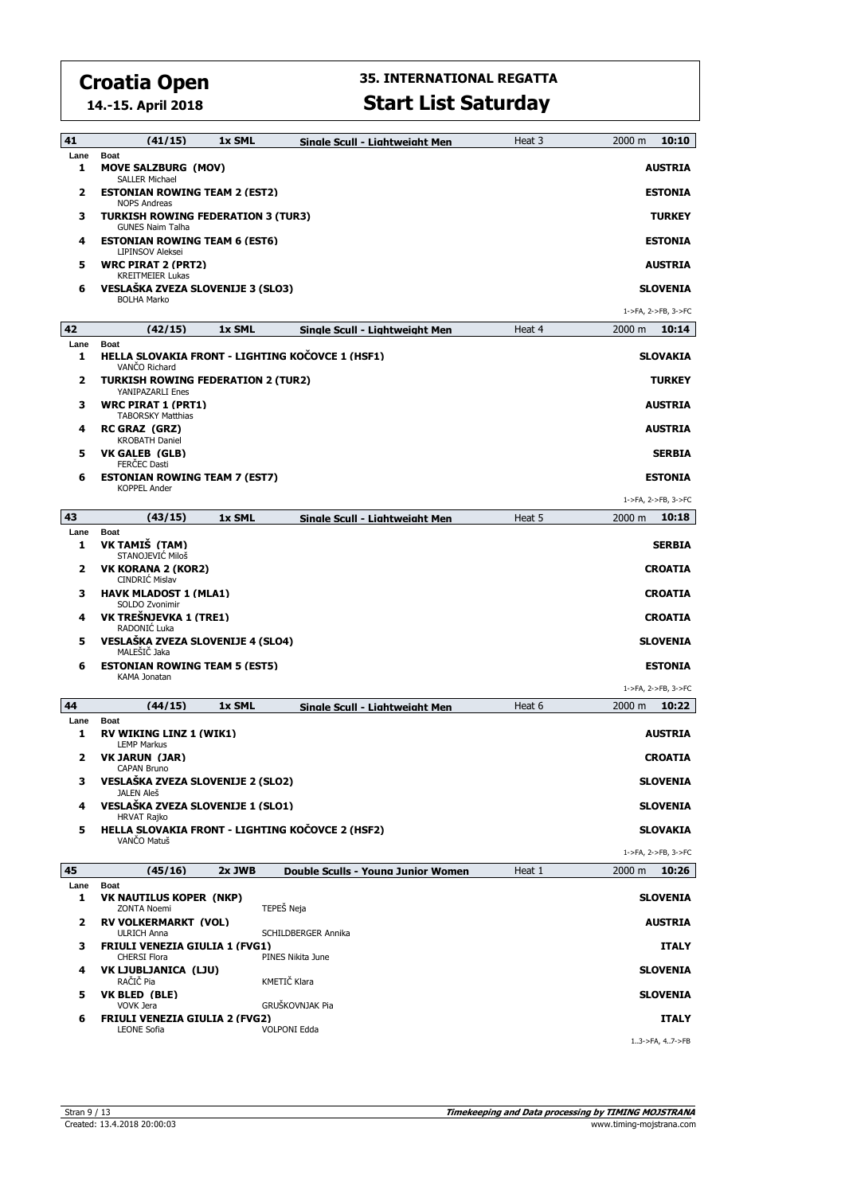# Croatia Open

**14.-15. April 2018**

## 35. INTERNATIONAL REGATTA

## Start List Saturday

### 41 (41/15) 1x SML Single Scull - Lightweight Men — Heat 3 — 2000 m 10:10

| Lane | Boat | Country |
| --- | --- | --- |
| 1 | **MOVE SALZBURG (MOV)**<br>SALLER Michael | **AUSTRIA** |
| 2 | **ESTONIAN ROWING TEAM 2 (EST2)**<br>NOPS Andreas | **ESTONIA** |
| 3 | **TURKISH ROWING FEDERATION 3 (TUR3)**<br>GUNES Naim Talha | **TURKEY** |
| 4 | **ESTONIAN ROWING TEAM 6 (EST6)**<br>LIPINSOV Aleksei | **ESTONIA** |
| 5 | **WRC PIRAT 2 (PRT2)**<br>KREITMEIER Lukas | **AUSTRIA** |
| 6 | **VESLAŠKA ZVEZA SLOVENIJE 3 (SLO3)**<br>BOLHA Marko | **SLOVENIA** |

1->FA, 2->FB, 3->FC

### 42 (42/15) 1x SML Single Scull - Lightweight Men — Heat 4 — 2000 m 10:14

| Lane | Boat | Country |
| --- | --- | --- |
| 1 | **HELLA SLOVAKIA FRONT - LIGHTING KOČOVCE 1 (HSF1)**<br>VANČO Richard | **SLOVAKIA** |
| 2 | **TURKISH ROWING FEDERATION 2 (TUR2)**<br>YANIPAZARLI Enes | **TURKEY** |
| 3 | **WRC PIRAT 1 (PRT1)**<br>TABORSKY Matthias | **AUSTRIA** |
| 4 | **RC GRAZ (GRZ)**<br>KROBATH Daniel | **AUSTRIA** |
| 5 | **VK GALEB (GLB)**<br>FERČEC Dasti | **SERBIA** |
| 6 | **ESTONIAN ROWING TEAM 7 (EST7)**<br>KOPPEL Ander | **ESTONIA** |

1->FA, 2->FB, 3->FC

### 43 (43/15) 1x SML Single Scull - Lightweight Men — Heat 5 — 2000 m 10:18

| Lane | Boat | Country |
| --- | --- | --- |
| 1 | **VK TAMIŠ (TAM)**<br>STANOJEVIĆ Miloš | **SERBIA** |
| 2 | **VK KORANA 2 (KOR2)**<br>CINDRIĆ Mislav | **CROATIA** |
| 3 | **HAVK MLADOST 1 (MLA1)**<br>SOLDO Zvonimir | **CROATIA** |
| 4 | **VK TREŠNJEVKA 1 (TRE1)**<br>RADONIĆ Luka | **CROATIA** |
| 5 | **VESLAŠKA ZVEZA SLOVENIJE 4 (SLO4)**<br>MALEŠIČ Jaka | **SLOVENIA** |
| 6 | **ESTONIAN ROWING TEAM 5 (EST5)**<br>KAMA Jonatan | **ESTONIA** |

1->FA, 2->FB, 3->FC

### 44 (44/15) 1x SML Single Scull - Lightweight Men — Heat 6 — 2000 m 10:22

| Lane | Boat | Country |
| --- | --- | --- |
| 1 | **RV WIKING LINZ 1 (WIK1)**<br>LEMP Markus | **AUSTRIA** |
| 2 | **VK JARUN (JAR)**<br>CAPAN Bruno | **CROATIA** |
| 3 | **VESLAŠKA ZVEZA SLOVENIJE 2 (SLO2)**<br>JALEN Aleš | **SLOVENIA** |
| 4 | **VESLAŠKA ZVEZA SLOVENIJE 1 (SLO1)**<br>HRVAT Rajko | **SLOVENIA** |
| 5 | **HELLA SLOVAKIA FRONT - LIGHTING KOČOVCE 2 (HSF2)**<br>VANČO Matuš | **SLOVAKIA** |

1->FA, 2->FB, 3->FC

### 45 (45/16) 2x JWB Double Sculls - Young Junior Women — Heat 1 — 2000 m 10:26

| Lane | Boat | | Country |
| --- | --- | --- | --- |
| 1 | **VK NAUTILUS KOPER (NKP)**<br>ZONTA Noemi | TEPEŠ Neja | **SLOVENIA** |
| 2 | **RV VOLKERMARKT (VOL)**<br>ULRICH Anna | SCHILDBERGER Annika | **AUSTRIA** |
| 3 | **FRIULI VENEZIA GIULIA 1 (FVG1)**<br>CHERSI Flora | PINES Nikita June | **ITALY** |
| 4 | **VK LJUBLJANICA (LJU)**<br>RAČIČ Pia | KMETIČ Klara | **SLOVENIA** |
| 5 | **VK BLED (BLE)**<br>VOVK Jera | GRUŠKOVNJAK Pia | **SLOVENIA** |
| 6 | **FRIULI VENEZIA GIULIA 2 (FVG2)**<br>LEONE Sofia | VOLPONI Edda | **ITALY** |

1..3->FA, 4..7->FB

Created: 13.4.2018 20:00:03

Timekeeping and Data processing by TIMING MOJSTRANA
www.timing-mojstrana.com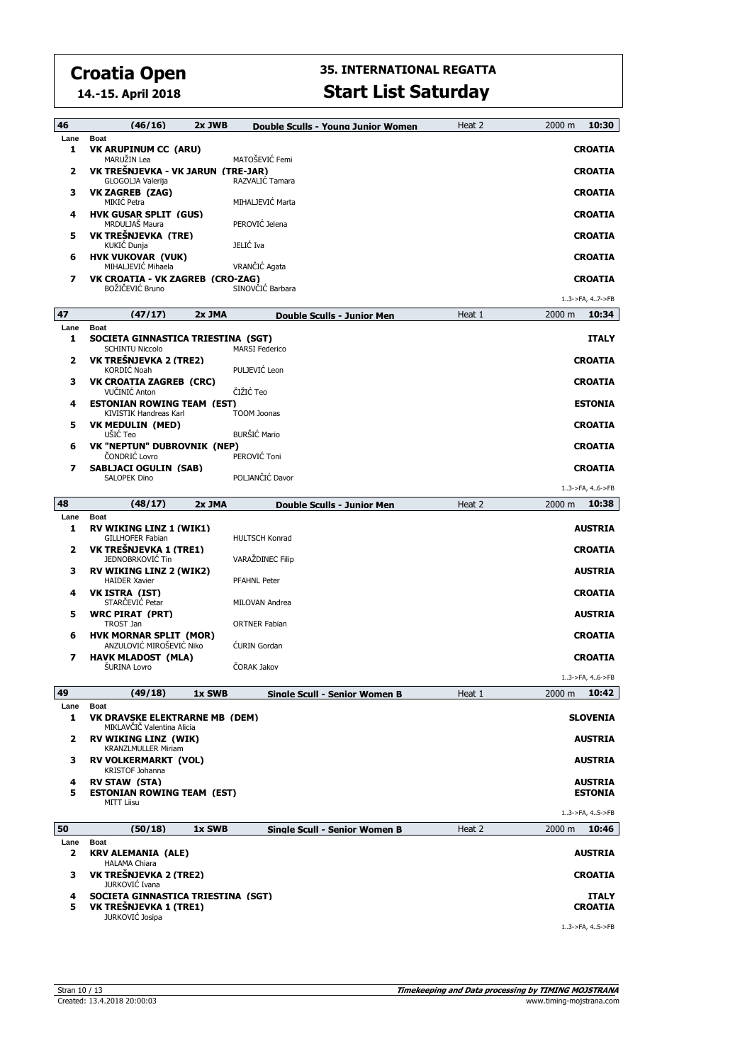# Croatia Open

**14.-15. April 2018**

## 35. INTERNATIONAL REGATTA

## Start List Saturday

### 46 (46/16) 2x JWB Double Sculls - Young Junior Women — Heat 2 — 2000 m — 10:30

| Lane | Boat | | Country |
|---|---|---|---|
| 1 | **VK ARUPINUM CC (ARU)** | | **CROATIA** |
| | MARUŽIN Lea | MATOŠEVIĆ Femi | |
| 2 | **VK TREŠNJEVKA - VK JARUN (TRE-JAR)** | | **CROATIA** |
| | GLOGOLJA Valerija | RAZVALIĆ Tamara | |
| 3 | **VK ZAGREB (ZAG)** | | **CROATIA** |
| | MIKIĆ Petra | MIHALJEVIĆ Marta | |
| 4 | **HVK GUSAR SPLIT (GUS)** | | **CROATIA** |
| | MRDULJAŠ Maura | PEROVIĆ Jelena | |
| 5 | **VK TREŠNJEVKA (TRE)** | | **CROATIA** |
| | KUKIĆ Dunja | JELIĆ Iva | |
| 6 | **HVK VUKOVAR (VUK)** | | **CROATIA** |
| | MIHALJEVIĆ Mihaela | VRANČIĆ Agata | |
| 7 | **VK CROATIA - VK ZAGREB (CRO-ZAG)** | | **CROATIA** |
| | BOŽIČEVIĆ Bruno | SINOVČIĆ Barbara | |

1..3->FA, 4..7->FB

### 47 (47/17) 2x JMA Double Sculls - Junior Men — Heat 1 — 2000 m — 10:34

| Lane | Boat | | Country |
|---|---|---|---|
| 1 | **SOCIETA GINNASTICA TRIESTINA (SGT)** | | **ITALY** |
| | SCHINTU Niccolo | MARSI Federico | |
| 2 | **VK TREŠNJEVKA 2 (TRE2)** | | **CROATIA** |
| | KORDIĆ Noah | PULJEVIĆ Leon | |
| 3 | **VK CROATIA ZAGREB (CRC)** | | **CROATIA** |
| | VUČINIĆ Anton | ČIŽIĆ Teo | |
| 4 | **ESTONIAN ROWING TEAM (EST)** | | **ESTONIA** |
| | KIVISTIK Handreas Karl | TOOM Joonas | |
| 5 | **VK MEDULIN (MED)** | | **CROATIA** |
| | UŠIĆ Teo | BURŠIĆ Mario | |
| 6 | **VK "NEPTUN" DUBROVNIK (NEP)** | | **CROATIA** |
| | ČONDRIĆ Lovro | PEROVIĆ Toni | |
| 7 | **SABLJACI OGULIN (SAB)** | | **CROATIA** |
| | SALOPEK Dino | POLJANČIĆ Davor | |

1..3->FA, 4..6->FB

### 48 (48/17) 2x JMA Double Sculls - Junior Men — Heat 2 — 2000 m — 10:38

| Lane | Boat | | Country |
|---|---|---|---|
| 1 | **RV WIKING LINZ 1 (WIK1)** | | **AUSTRIA** |
| | GILLHOFER Fabian | HULTSCH Konrad | |
| 2 | **VK TREŠNJEVKA 1 (TRE1)** | | **CROATIA** |
| | JEDNOBRKOVIĆ Tin | VARAŽDINEC Filip | |
| 3 | **RV WIKING LINZ 2 (WIK2)** | | **AUSTRIA** |
| | HAIDER Xavier | PFAHNL Peter | |
| 4 | **VK ISTRA (IST)** | | **CROATIA** |
| | STARČEVIĆ Petar | MILOVAN Andrea | |
| 5 | **WRC PIRAT (PRT)** | | **AUSTRIA** |
| | TROST Jan | ORTNER Fabian | |
| 6 | **HVK MORNAR SPLIT (MOR)** | | **CROATIA** |
| | ANZULOVIĆ MIROŠEVIĆ Niko | ĆURIN Gordan | |
| 7 | **HAVK MLADOST (MLA)** | | **CROATIA** |
| | ŠURINA Lovro | ČORAK Jakov | |

1..3->FA, 4..6->FB

### 49 (49/18) 1x SWB Single Scull - Senior Women B — Heat 1 — 2000 m — 10:42

| Lane | Boat | Country |
|---|---|---|
| 1 | **VK DRAVSKE ELEKTRARNE MB (DEM)** | **SLOVENIA** |
| | MIKLAVČIČ Valentina Alicia | |
| 2 | **RV WIKING LINZ (WIK)** | **AUSTRIA** |
| | KRANZLMULLER Miriam | |
| 3 | **RV VOLKERMARKT (VOL)** | **AUSTRIA** |
| | KRISTOF Johanna | |
| 4 | **RV STAW (STA)** | **AUSTRIA** |
| 5 | **ESTONIAN ROWING TEAM (EST)** | **ESTONIA** |
| | MITT Liisu | |

1..3->FA, 4..5->FB

### 50 (50/18) 1x SWB Single Scull - Senior Women B — Heat 2 — 2000 m — 10:46

| Lane | Boat | Country |
|---|---|---|
| 2 | **KRV ALEMANIA (ALE)** | **AUSTRIA** |
| | HALAMA Chiara | |
| 3 | **VK TREŠNJEVKA 2 (TRE2)** | **CROATIA** |
| | JURKOVIĆ Ivana | |
| 4 | **SOCIETA GINNASTICA TRIESTINA (SGT)** | **ITALY** |
| 5 | **VK TREŠNJEVKA 1 (TRE1)** | **CROATIA** |
| | JURKOVIĆ Josipa | |

1..3->FA, 4..5->FB

Created: 13.4.2018 20:00:03

*Timekeeping and Data processing by TIMING MOJSTRANA* — www.timing-mojstrana.com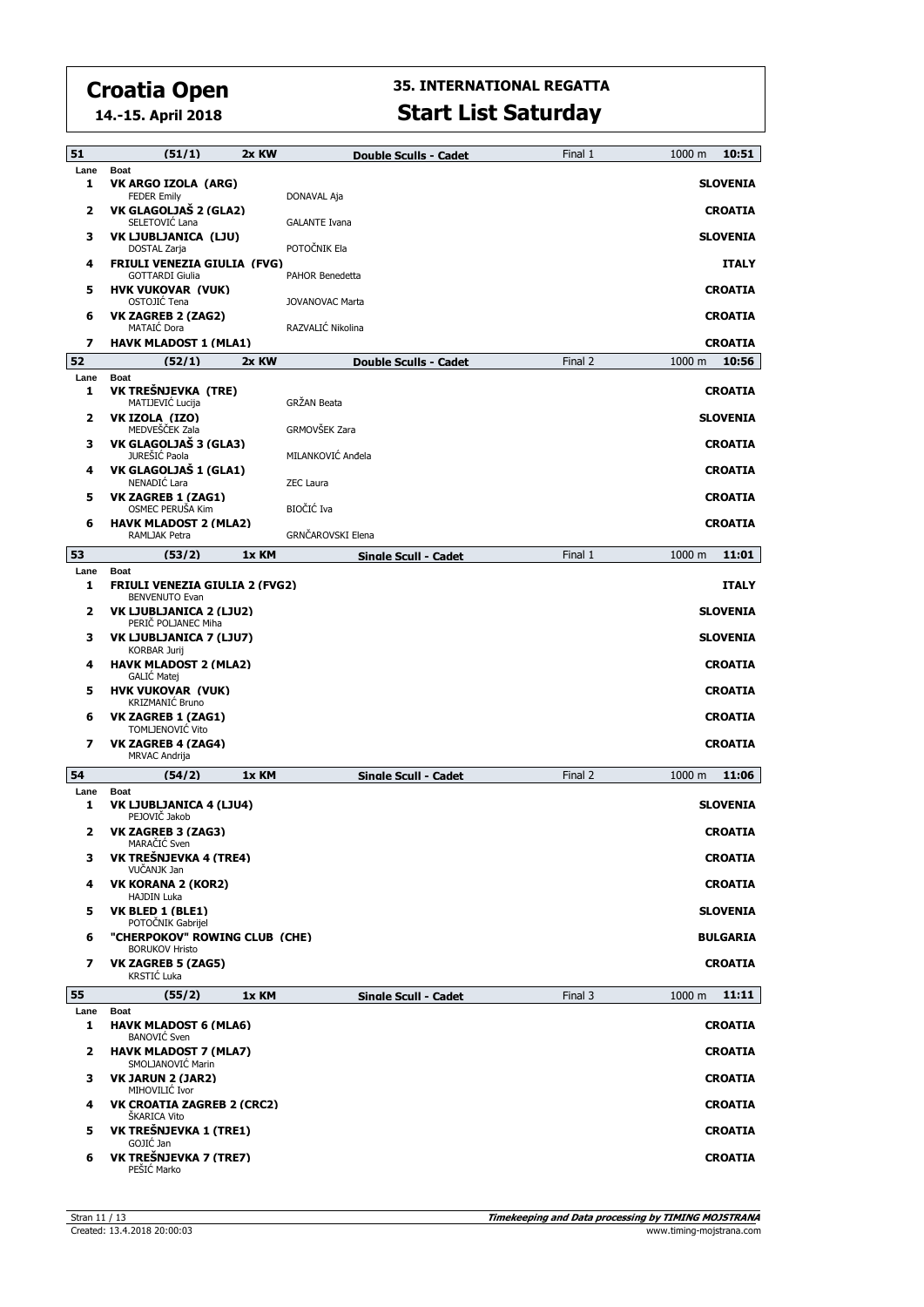# Croatia Open

**14.-15. April 2018**

## 35. INTERNATIONAL REGATTA

## Start List Saturday

| 51 | (51/1) | 2x KW | Double Sculls - Cadet | Final 1 | 1000 m | 10:51 |
|---|---|---|---|---|---|---|
| **Lane** | **Boat** | | | | | |
| 1 | **VK ARGO IZOLA (ARG)** | | | | | **SLOVENIA** |
| | FEDER Emily | | DONAVAL Aja | | | |
| 2 | **VK GLAGOLJAŠ 2 (GLA2)** | | | | | **CROATIA** |
| | SELETOVIĆ Lana | | GALANTE Ivana | | | |
| 3 | **VK LJUBLJANICA (LJU)** | | | | | **SLOVENIA** |
| | DOSTAL Zarja | | POTOČNIK Ela | | | |
| 4 | **FRIULI VENEZIA GIULIA (FVG)** | | | | | **ITALY** |
| | GOTTARDI Giulia | | PAHOR Benedetta | | | |
| 5 | **HVK VUKOVAR (VUK)** | | | | | **CROATIA** |
| | OSTOJIĆ Tena | | JOVANOVAC Marta | | | |
| 6 | **VK ZAGREB 2 (ZAG2)** | | | | | **CROATIA** |
| | MATAIĆ Dora | | RAZVALIĆ Nikolina | | | |
| 7 | **HAVK MLADOST 1 (MLA1)** | | | | | **CROATIA** |

| 52 | (52/1) | 2x KW | Double Sculls - Cadet | Final 2 | 1000 m | 10:56 |
|---|---|---|---|---|---|---|
| **Lane** | **Boat** | | | | | |
| 1 | **VK TREŠNJEVKA (TRE)** | | | | | **CROATIA** |
| | MATIJEVIĆ Lucija | | GRŽAN Beata | | | |
| 2 | **VK IZOLA (IZO)** | | | | | **SLOVENIA** |
| | MEDVEŠČEK Zala | | GRMOVŠEK Zara | | | |
| 3 | **VK GLAGOLJAŠ 3 (GLA3)** | | | | | **CROATIA** |
| | JUREŠIĆ Paola | | MILANKOVIĆ Anđela | | | |
| 4 | **VK GLAGOLJAŠ 1 (GLA1)** | | | | | **CROATIA** |
| | NENADIĆ Lara | | ZEC Laura | | | |
| 5 | **VK ZAGREB 1 (ZAG1)** | | | | | **CROATIA** |
| | OSMEC PERUŠA Kim | | BIOČIĆ Iva | | | |
| 6 | **HAVK MLADOST 2 (MLA2)** | | | | | **CROATIA** |
| | RAMLJAK Petra | | GRNČAROVSKI Elena | | | |

| 53 | (53/2) | 1x KM | Single Scull - Cadet | Final 1 | 1000 m | 11:01 |
|---|---|---|---|---|---|---|
| **Lane** | **Boat** | | | | | |
| 1 | **FRIULI VENEZIA GIULIA 2 (FVG2)** | | | | | **ITALY** |
| | BENVENUTO Evan | | | | | |
| 2 | **VK LJUBLJANICA 2 (LJU2)** | | | | | **SLOVENIA** |
| | PERIČ POLJANEC Miha | | | | | |
| 3 | **VK LJUBLJANICA 7 (LJU7)** | | | | | **SLOVENIA** |
| | KORBAR Jurij | | | | | |
| 4 | **HAVK MLADOST 2 (MLA2)** | | | | | **CROATIA** |
| | GALIĆ Matej | | | | | |
| 5 | **HVK VUKOVAR (VUK)** | | | | | **CROATIA** |
| | KRIZMANIĆ Bruno | | | | | |
| 6 | **VK ZAGREB 1 (ZAG1)** | | | | | **CROATIA** |
| | TOMLJENOVIĆ Vito | | | | | |
| 7 | **VK ZAGREB 4 (ZAG4)** | | | | | **CROATIA** |
| | MRVAC Andrija | | | | | |

| 54 | (54/2) | 1x KM | Single Scull - Cadet | Final 2 | 1000 m | 11:06 |
|---|---|---|---|---|---|---|
| **Lane** | **Boat** | | | | | |
| 1 | **VK LJUBLJANICA 4 (LJU4)** | | | | | **SLOVENIA** |
| | PEJOVIČ Jakob | | | | | |
| 2 | **VK ZAGREB 3 (ZAG3)** | | | | | **CROATIA** |
| | MARAČIĆ Sven | | | | | |
| 3 | **VK TREŠNJEVKA 4 (TRE4)** | | | | | **CROATIA** |
| | VUČANJK Jan | | | | | |
| 4 | **VK KORANA 2 (KOR2)** | | | | | **CROATIA** |
| | HAJDIN Luka | | | | | |
| 5 | **VK BLED 1 (BLE1)** | | | | | **SLOVENIA** |
| | POTOČNIK Gabrijel | | | | | |
| 6 | **"CHERPOKOV" ROWING CLUB (CHE)** | | | | | **BULGARIA** |
| | BORUKOV Hristo | | | | | |
| 7 | **VK ZAGREB 5 (ZAG5)** | | | | | **CROATIA** |
| | KRSTIĆ Luka | | | | | |

| 55 | (55/2) | 1x KM | Single Scull - Cadet | Final 3 | 1000 m | 11:11 |
|---|---|---|---|---|---|---|
| **Lane** | **Boat** | | | | | |
| 1 | **HAVK MLADOST 6 (MLA6)** | | | | | **CROATIA** |
| | BANOVIĆ Sven | | | | | |
| 2 | **HAVK MLADOST 7 (MLA7)** | | | | | **CROATIA** |
| | SMOLJANOVIĆ Marin | | | | | |
| 3 | **VK JARUN 2 (JAR2)** | | | | | **CROATIA** |
| | MIHOVILIĆ Ivor | | | | | |
| 4 | **VK CROATIA ZAGREB 2 (CRC2)** | | | | | **CROATIA** |
| | ŠKARICA Vito | | | | | |
| 5 | **VK TREŠNJEVKA 1 (TRE1)** | | | | | **CROATIA** |
| | GOJIĆ Jan | | | | | |
| 6 | **VK TREŠNJEVKA 7 (TRE7)** | | | | | **CROATIA** |
| | PEŠIĆ Marko | | | | | |

Created: 13.4.2018 20:00:03

*Timekeeping and Data processing by TIMING MOJSTRANA*
www.timing-mojstrana.com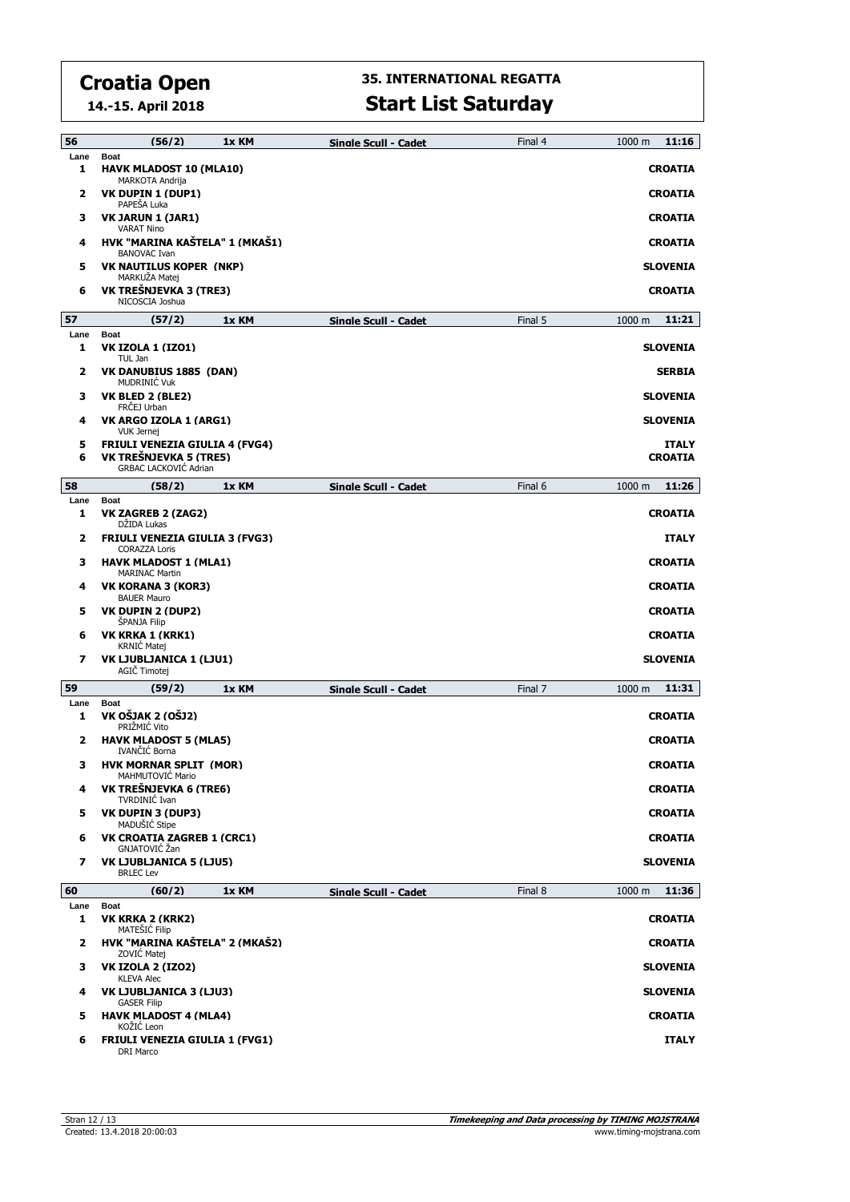# Croatia Open

**14.-15. April 2018**

## 35. INTERNATIONAL REGATTA

## Start List Saturday

| 56 | (56/2) | 1x KM | Single Scull - Cadet | Final 4 | 1000 m | 11:16 |
|---|---|---|---|---|---|---|
| **Lane** | **Boat** | | | | | |
| 1 | **HAVK MLADOST 10 (MLA10)**<br>MARKOTA Andrija | | | | | **CROATIA** |
| 2 | **VK DUPIN 1 (DUP1)**<br>PAPEŠA Luka | | | | | **CROATIA** |
| 3 | **VK JARUN 1 (JAR1)**<br>VARAT Nino | | | | | **CROATIA** |
| 4 | **HVK "MARINA KAŠTELA" 1 (MKAŠ1)**<br>BANOVAC Ivan | | | | | **CROATIA** |
| 5 | **VK NAUTILUS KOPER (NKP)**<br>MARKUŽA Matej | | | | | **SLOVENIA** |
| 6 | **VK TREŠNJEVKA 3 (TRE3)**<br>NICOSCIA Joshua | | | | | **CROATIA** |

| 57 | (57/2) | 1x KM | Single Scull - Cadet | Final 5 | 1000 m | 11:21 |
|---|---|---|---|---|---|---|
| **Lane** | **Boat** | | | | | |
| 1 | **VK IZOLA 1 (IZO1)**<br>TUL Jan | | | | | **SLOVENIA** |
| 2 | **VK DANUBIUS 1885 (DAN)**<br>MUDRINIĆ Vuk | | | | | **SERBIA** |
| 3 | **VK BLED 2 (BLE2)**<br>FRČEJ Urban | | | | | **SLOVENIA** |
| 4 | **VK ARGO IZOLA 1 (ARG1)**<br>VUK Jernej | | | | | **SLOVENIA** |
| 5 | **FRIULI VENEZIA GIULIA 4 (FVG4)** | | | | | **ITALY** |
| 6 | **VK TREŠNJEVKA 5 (TRE5)**<br>GRBAC LACKOVIĆ Adrian | | | | | **CROATIA** |

| 58 | (58/2) | 1x KM | Single Scull - Cadet | Final 6 | 1000 m | 11:26 |
|---|---|---|---|---|---|---|
| **Lane** | **Boat** | | | | | |
| 1 | **VK ZAGREB 2 (ZAG2)**<br>DŽIDA Lukas | | | | | **CROATIA** |
| 2 | **FRIULI VENEZIA GIULIA 3 (FVG3)**<br>CORAZZA Loris | | | | | **ITALY** |
| 3 | **HAVK MLADOST 1 (MLA1)**<br>MARINAC Martin | | | | | **CROATIA** |
| 4 | **VK KORANA 3 (KOR3)**<br>BAUER Mauro | | | | | **CROATIA** |
| 5 | **VK DUPIN 2 (DUP2)**<br>ŠPANJA Filip | | | | | **CROATIA** |
| 6 | **VK KRKA 1 (KRK1)**<br>KRNIĆ Matej | | | | | **CROATIA** |
| 7 | **VK LJUBLJANICA 1 (LJU1)**<br>AGIĆ Timotej | | | | | **SLOVENIA** |

| 59 | (59/2) | 1x KM | Single Scull - Cadet | Final 7 | 1000 m | 11:31 |
|---|---|---|---|---|---|---|
| **Lane** | **Boat** | | | | | |
| 1 | **VK OŠJAK 2 (OŠJ2)**<br>PRIŽMIĆ Vito | | | | | **CROATIA** |
| 2 | **HAVK MLADOST 5 (MLA5)**<br>IVANČIĆ Borna | | | | | **CROATIA** |
| 3 | **HVK MORNAR SPLIT (MOR)**<br>MAHMUTOVIĆ Mario | | | | | **CROATIA** |
| 4 | **VK TREŠNJEVKA 6 (TRE6)**<br>TVRDINIĆ Ivan | | | | | **CROATIA** |
| 5 | **VK DUPIN 3 (DUP3)**<br>MADUŠIĆ Stipe | | | | | **CROATIA** |
| 6 | **VK CROATIA ZAGREB 1 (CRC1)**<br>GNJATOVIĆ Žan | | | | | **CROATIA** |
| 7 | **VK LJUBLJANICA 5 (LJU5)**<br>BRLEC Lev | | | | | **SLOVENIA** |

| 60 | (60/2) | 1x KM | Single Scull - Cadet | Final 8 | 1000 m | 11:36 |
|---|---|---|---|---|---|---|
| **Lane** | **Boat** | | | | | |
| 1 | **VK KRKA 2 (KRK2)**<br>MATEŠIĆ Filip | | | | | **CROATIA** |
| 2 | **HVK "MARINA KAŠTELA" 2 (MKAŠ2)**<br>ZOVIĆ Matej | | | | | **CROATIA** |
| 3 | **VK IZOLA 2 (IZO2)**<br>KLEVA Alec | | | | | **SLOVENIA** |
| 4 | **VK LJUBLJANICA 3 (LJU3)**<br>GASER Filip | | | | | **SLOVENIA** |
| 5 | **HAVK MLADOST 4 (MLA4)**<br>KOŽIĆ Leon | | | | | **CROATIA** |
| 6 | **FRIULI VENEZIA GIULIA 1 (FVG1)**<br>DRI Marco | | | | | **ITALY** |

Created: 13.4.2018 20:00:03

*Timekeeping and Data processing by TIMING MOJSTRANA*
www.timing-mojstrana.com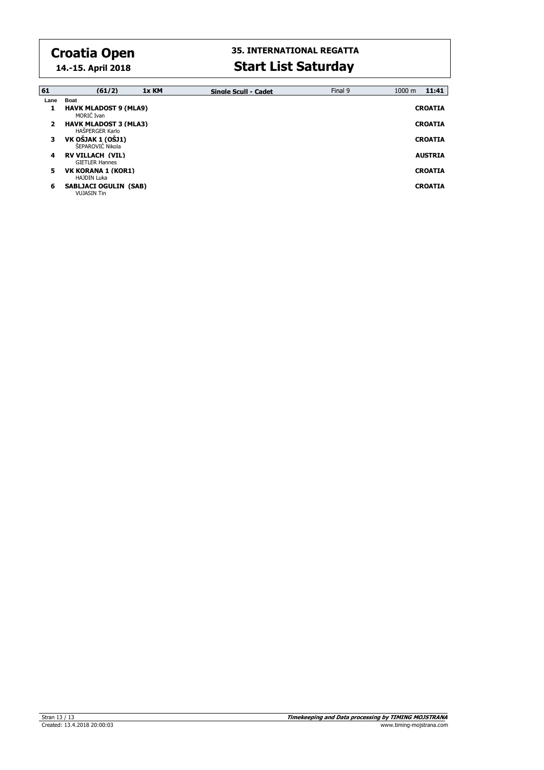# Croatia Open

**14.-15. April 2018**

## 35. INTERNATIONAL REGATTA

## Start List Saturday

| 61 | (61/2) | 1x KM | Single Scull - Cadet | Final 9 | 1000 m | 11:41 |
|---|---|---|---|---|---|---|

| Lane | Boat | |
|---|---|---|
| 1 | **HAVK MLADOST 9 (MLA9)**<br>MORIĆ Ivan | **CROATIA** |
| 2 | **HAVK MLADOST 3 (MLA3)**<br>HAŠPERGER Karlo | **CROATIA** |
| 3 | **VK OŠJAK 1 (OŠJ1)**<br>ŠEPAROVIĆ Nikola | **CROATIA** |
| 4 | **RV VILLACH (VIL)**<br>GIETLER Hannes | **AUSTRIA** |
| 5 | **VK KORANA 1 (KOR1)**<br>HAJDIN Luka | **CROATIA** |
| 6 | **SABLJACI OGULIN (SAB)**<br>VUJASIN Tin | **CROATIA** |

Created: 13.4.2018 20:00:03

*Timekeeping and Data processing by TIMING MOJSTRANA*
www.timing-mojstrana.com